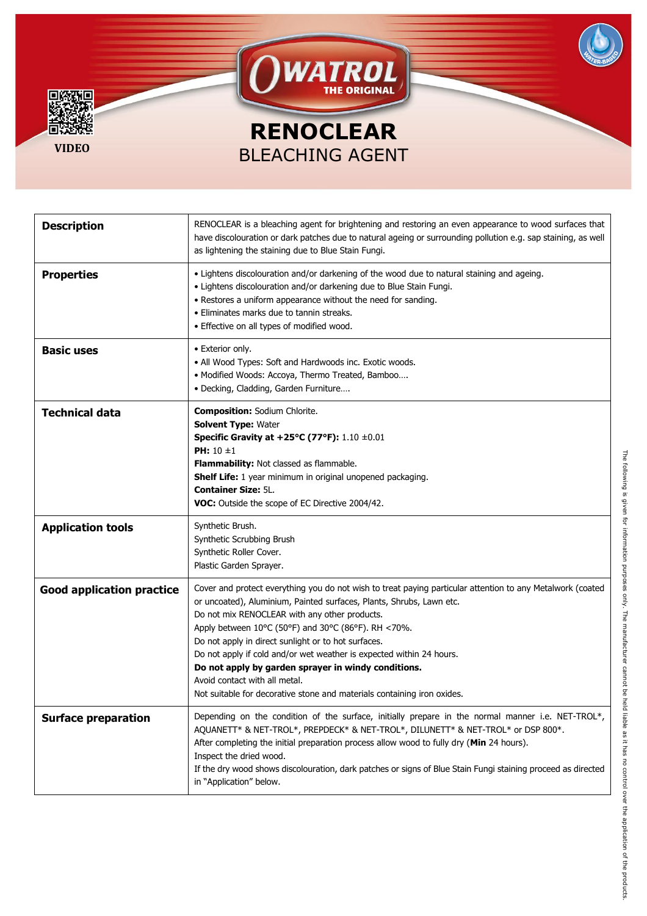VIDEO

# RENOCLEAR

## BLEACHING AGENT

| | |
|---|---|
| **Description** | RENOCLEAR is a bleaching agent for brightening and restoring an even appearance to wood surfaces that have discolouration or dark patches due to natural ageing or surrounding pollution e.g. sap staining, as well as lightening the staining due to Blue Stain Fungi. |
| **Properties** | • Lightens discolouration and/or darkening of the wood due to natural staining and ageing.<br>• Lightens discolouration and/or darkening due to Blue Stain Fungi.<br>• Restores a uniform appearance without the need for sanding.<br>• Eliminates marks due to tannin streaks.<br>• Effective on all types of modified wood. |
| **Basic uses** | • Exterior only.<br>• All Wood Types: Soft and Hardwoods inc. Exotic woods.<br>• Modified Woods: Accoya, Thermo Treated, Bamboo….<br>• Decking, Cladding, Garden Furniture…. |
| **Technical data** | **Composition:** Sodium Chlorite.<br>**Solvent Type:** Water<br>**Specific Gravity at +25°C (77°F):** 1.10 ±0.01<br>**PH:** 10 ±1<br>**Flammability:** Not classed as flammable.<br>**Shelf Life:** 1 year minimum in original unopened packaging.<br>**Container Size:** 5L.<br>**VOC:** Outside the scope of EC Directive 2004/42. |
| **Application tools** | Synthetic Brush.<br>Synthetic Scrubbing Brush<br>Synthetic Roller Cover.<br>Plastic Garden Sprayer. |
| **Good application practice** | Cover and protect everything you do not wish to treat paying particular attention to any Metalwork (coated or uncoated), Aluminium, Painted surfaces, Plants, Shrubs, Lawn etc.<br>Do not mix RENOCLEAR with any other products.<br>Apply between 10°C (50°F) and 30°C (86°F). RH <70%.<br>Do not apply in direct sunlight or to hot surfaces.<br>Do not apply if cold and/or wet weather is expected within 24 hours.<br>**Do not apply by garden sprayer in windy conditions.**<br>Avoid contact with all metal.<br>Not suitable for decorative stone and materials containing iron oxides. |
| **Surface preparation** | Depending on the condition of the surface, initially prepare in the normal manner i.e. NET-TROL*, AQUANETT* & NET-TROL*, PREPDECK* & NET-TROL*, DILUNETT* & NET-TROL* or DSP 800*.<br>After completing the initial preparation process allow wood to fully dry (**Min** 24 hours).<br>Inspect the dried wood.<br>If the dry wood shows discolouration, dark patches or signs of Blue Stain Fungi staining proceed as directed in "Application" below. |

The following is given for information purposes only. The manufacturer cannot be held liable as it has no control over the application of the products.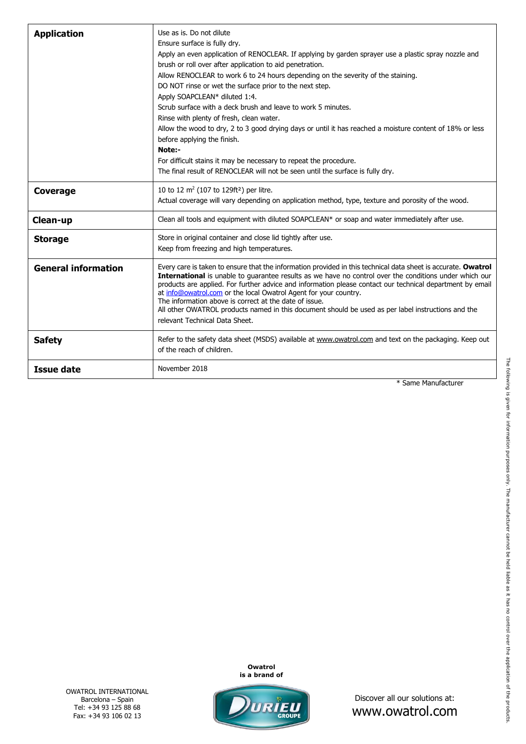| | |
|---|---|
| **Application** | Use as is. Do not dilute<br>Ensure surface is fully dry.<br>Apply an even application of RENOCLEAR. If applying by garden sprayer use a plastic spray nozzle and brush or roll over after application to aid penetration.<br>Allow RENOCLEAR to work 6 to 24 hours depending on the severity of the staining.<br>DO NOT rinse or wet the surface prior to the next step.<br>Apply SOAPCLEAN* diluted 1:4.<br>Scrub surface with a deck brush and leave to work 5 minutes.<br>Rinse with plenty of fresh, clean water.<br>Allow the wood to dry, 2 to 3 good drying days or until it has reached a moisture content of 18% or less before applying the finish.<br>**Note:-**<br>For difficult stains it may be necessary to repeat the procedure.<br>The final result of RENOCLEAR will not be seen until the surface is fully dry. |
| **Coverage** | 10 to 12 m² (107 to 129ft²) per litre.<br>Actual coverage will vary depending on application method, type, texture and porosity of the wood. |
| **Clean-up** | Clean all tools and equipment with diluted SOAPCLEAN* or soap and water immediately after use. |
| **Storage** | Store in original container and close lid tightly after use.<br>Keep from freezing and high temperatures. |
| **General information** | Every care is taken to ensure that the information provided in this technical data sheet is accurate. **Owatrol International** is unable to guarantee results as we have no control over the conditions under which our products are applied. For further advice and information please contact our technical department by email at info@owatrol.com or the local Owatrol Agent for your country.<br>The information above is correct at the date of issue.<br>All other OWATROL products named in this document should be used as per label instructions and the relevant Technical Data Sheet. |
| **Safety** | Refer to the safety data sheet (MSDS) available at www.owatrol.com and text on the packaging. Keep out of the reach of children. |
| **Issue date** | November 2018 |

\* Same Manufacturer

The following is given for information purposes only. The manufacturer cannot be held liable as it has no control over the application of the products.

OWATROL INTERNATIONAL
Barcelona – Spain
Tel: +34 93 125 88 68
Fax: +34 93 106 02 13

**Owatrol is a brand of**

DURIEU GROUPE

Discover all our solutions at:
www.owatrol.com